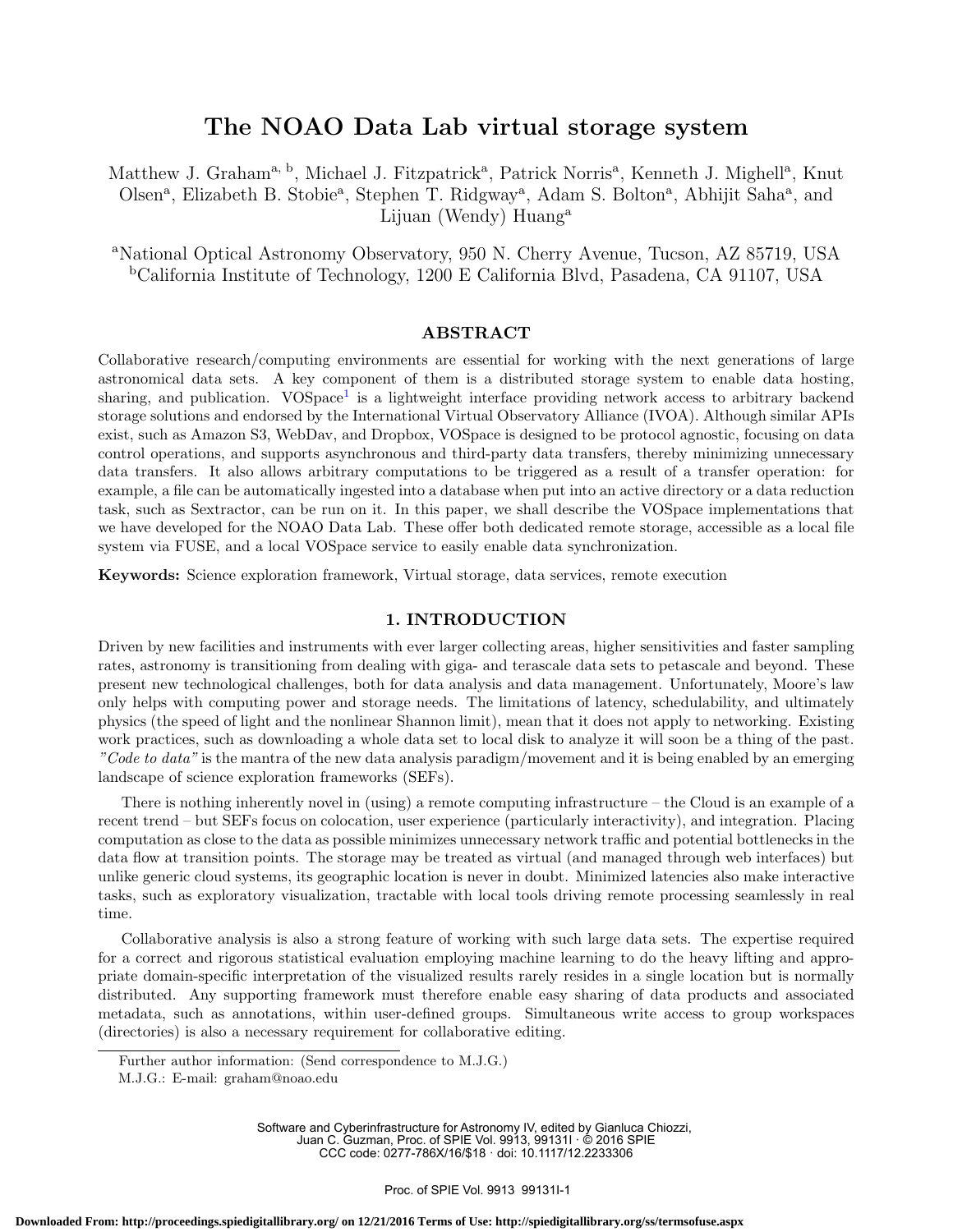# The NOAO Data Lab virtual storage system

Matthew J. Graham[a, b], Michael J. Fitzpatrick[a], Patrick Norris[a], Kenneth J. Mighell[a], Knut Olsen[a], Elizabeth B. Stobie[a], Stephen T. Ridgway[a], Adam S. Bolton[a], Abhijit Saha[a], and Lijuan (Wendy) Huang[a]

[a]National Optical Astronomy Observatory, 950 N. Cherry Avenue, Tucson, AZ 85719, USA
[b]California Institute of Technology, 1200 E California Blvd, Pasadena, CA 91107, USA

## ABSTRACT

Collaborative research/computing environments are essential for working with the next generations of large astronomical data sets. A key component of them is a distributed storage system to enable data hosting, sharing, and publication. VOSpace[1] is a lightweight interface providing network access to arbitrary backend storage solutions and endorsed by the International Virtual Observatory Alliance (IVOA). Although similar APIs exist, such as Amazon S3, WebDav, and Dropbox, VOSpace is designed to be protocol agnostic, focusing on data control operations, and supports asynchronous and third-party data transfers, thereby minimizing unnecessary data transfers. It also allows arbitrary computations to be triggered as a result of a transfer operation: for example, a file can be automatically ingested into a database when put into an active directory or a data reduction task, such as Sextractor, can be run on it. In this paper, we shall describe the VOSpace implementations that we have developed for the NOAO Data Lab. These offer both dedicated remote storage, accessible as a local file system via FUSE, and a local VOSpace service to easily enable data synchronization.

**Keywords:** Science exploration framework, Virtual storage, data services, remote execution

## 1. INTRODUCTION

Driven by new facilities and instruments with ever larger collecting areas, higher sensitivities and faster sampling rates, astronomy is transitioning from dealing with giga- and terascale data sets to petascale and beyond. These present new technological challenges, both for data analysis and data management. Unfortunately, Moore's law only helps with computing power and storage needs. The limitations of latency, schedulability, and ultimately physics (the speed of light and the nonlinear Shannon limit), mean that it does not apply to networking. Existing work practices, such as downloading a whole data set to local disk to analyze it will soon be a thing of the past. *"Code to data"* is the mantra of the new data analysis paradigm/movement and it is being enabled by an emerging landscape of science exploration frameworks (SEFs).

There is nothing inherently novel in (using) a remote computing infrastructure – the Cloud is an example of a recent trend – but SEFs focus on colocation, user experience (particularly interactivity), and integration. Placing computation as close to the data as possible minimizes unnecessary network traffic and potential bottlenecks in the data flow at transition points. The storage may be treated as virtual (and managed through web interfaces) but unlike generic cloud systems, its geographic location is never in doubt. Minimized latencies also make interactive tasks, such as exploratory visualization, tractable with local tools driving remote processing seamlessly in real time.

Collaborative analysis is also a strong feature of working with such large data sets. The expertise required for a correct and rigorous statistical evaluation employing machine learning to do the heavy lifting and appropriate domain-specific interpretation of the visualized results rarely resides in a single location but is normally distributed. Any supporting framework must therefore enable easy sharing of data products and associated metadata, such as annotations, within user-defined groups. Simultaneous write access to group workspaces (directories) is also a necessary requirement for collaborative editing.

Further author information: (Send correspondence to M.J.G.)
M.J.G.: E-mail: graham@noao.edu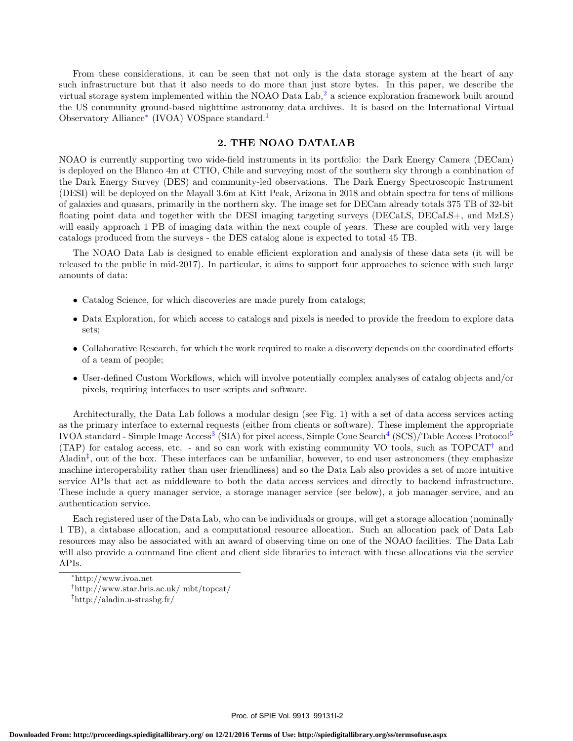From these considerations, it can be seen that not only is the data storage system at the heart of any such infrastructure but that it also needs to do more than just store bytes. In this paper, we describe the virtual storage system implemented within the NOAO Data Lab,[2] a science exploration framework built around the US community ground-based nighttime astronomy data archives. It is based on the International Virtual Observatory Alliance[*] (IVOA) VOSpace standard.[1]

## 2. THE NOAO DATALAB

NOAO is currently supporting two wide-field instruments in its portfolio: the Dark Energy Camera (DECam) is deployed on the Blanco 4m at CTIO, Chile and surveying most of the southern sky through a combination of the Dark Energy Survey (DES) and community-led observations. The Dark Energy Spectroscopic Instrument (DESI) will be deployed on the Mayall 3.6m at Kitt Peak, Arizona in 2018 and obtain spectra for tens of millions of galaxies and quasars, primarily in the northern sky. The image set for DECam already totals 375 TB of 32-bit floating point data and together with the DESI imaging targeting surveys (DECaLS, DECaLS+, and MzLS) will easily approach 1 PB of imaging data within the next couple of years. These are coupled with very large catalogs produced from the surveys - the DES catalog alone is expected to total 45 TB.

The NOAO Data Lab is designed to enable efficient exploration and analysis of these data sets (it will be released to the public in mid-2017). In particular, it aims to support four approaches to science with such large amounts of data:

- Catalog Science, for which discoveries are made purely from catalogs;
- Data Exploration, for which access to catalogs and pixels is needed to provide the freedom to explore data sets;
- Collaborative Research, for which the work required to make a discovery depends on the coordinated efforts of a team of people;
- User-defined Custom Workflows, which will involve potentially complex analyses of catalog objects and/or pixels, requiring interfaces to user scripts and software.

Architecturally, the Data Lab follows a modular design (see Fig. 1) with a set of data access services acting as the primary interface to external requests (either from clients or software). These implement the appropriate IVOA standard - Simple Image Access[3] (SIA) for pixel access, Simple Cone Search[4] (SCS)/Table Access Protocol[5] (TAP) for catalog access, etc. - and so can work with existing community VO tools, such as TOPCAT[†] and Aladin[‡], out of the box. These interfaces can be unfamiliar, however, to end user astronomers (they emphasize machine interoperability rather than user friendliness) and so the Data Lab also provides a set of more intuitive service APIs that act as middleware to both the data access services and directly to backend infrastructure. These include a query manager service, a storage manager service (see below), a job manager service, and an authentication service.

Each registered user of the Data Lab, who can be individuals or groups, will get a storage allocation (nominally 1 TB), a database allocation, and a computational resource allocation. Such an allocation pack of Data Lab resources may also be associated with an award of observing time on one of the NOAO facilities. The Data Lab will also provide a command line client and client side libraries to interact with these allocations via the service APIs.

---

[*]http://www.ivoa.net

[†]http://www.star.bris.ac.uk/ mbt/topcat/

[‡]http://aladin.u-strasbg.fr/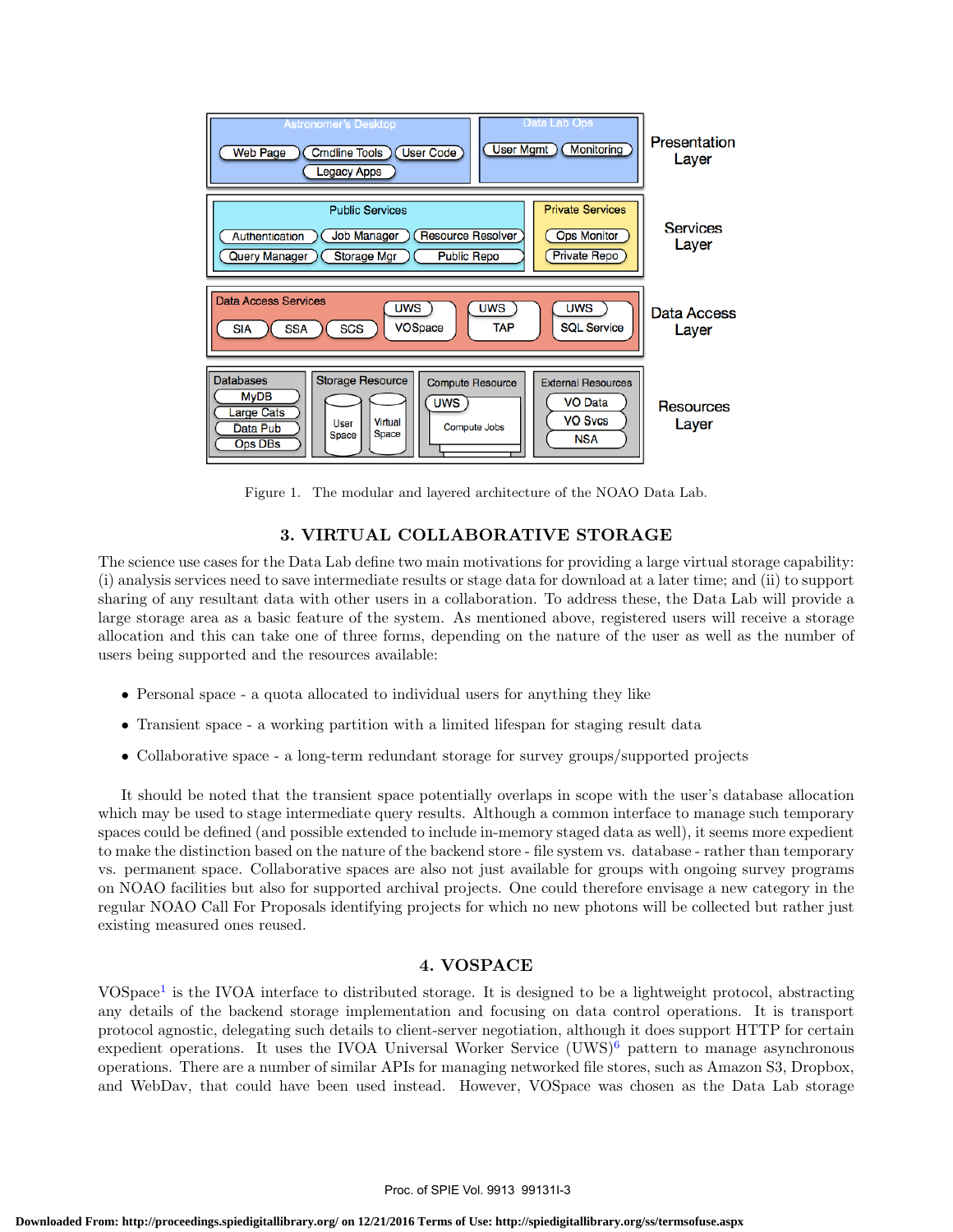Presentation Layer

Astronomer's Desktop

Web Page

Cmdline Tools

User Code

Legacy Apps

Data Lab Ops

User Mgmt

Monitoring

Services Layer

Public Services

Authentication

Job Manager

Resource Resolver

Query Manager

Storage Mgr

Public Repo

Private Services

Ops Monitor

Private Repo

Data Access Layer

Data Access Services

SIA

SSA

SCS

UWS

VOSpace

UWS

TAP

UWS

SQL Service

Resources Layer

Databases

MyDB

Large Cats

Data Pub

Ops DBs

Storage Resource

User Space

Virtual Space

Compute Resource

UWS

Compute Jobs

External Resources

VO Data

VO Svcs

NSA

Figure 1. The modular and layered architecture of the NOAO Data Lab.

## 3. VIRTUAL COLLABORATIVE STORAGE

The science use cases for the Data Lab define two main motivations for providing a large virtual storage capability: (i) analysis services need to save intermediate results or stage data for download at a later time; and (ii) to support sharing of any resultant data with other users in a collaboration. To address these, the Data Lab will provide a large storage area as a basic feature of the system. As mentioned above, registered users will receive a storage allocation and this can take one of three forms, depending on the nature of the user as well as the number of users being supported and the resources available:

- Personal space - a quota allocated to individual users for anything they like
- Transient space - a working partition with a limited lifespan for staging result data
- Collaborative space - a long-term redundant storage for survey groups/supported projects

It should be noted that the transient space potentially overlaps in scope with the user's database allocation which may be used to stage intermediate query results. Although a common interface to manage such temporary spaces could be defined (and possible extended to include in-memory staged data as well), it seems more expedient to make the distinction based on the nature of the backend store - file system vs. database - rather than temporary vs. permanent space. Collaborative spaces are also not just available for groups with ongoing survey programs on NOAO facilities but also for supported archival projects. One could therefore envisage a new category in the regular NOAO Call For Proposals identifying projects for which no new photons will be collected but rather just existing measured ones reused.

## 4. VOSPACE

VOSpace[1] is the IVOA interface to distributed storage. It is designed to be a lightweight protocol, abstracting any details of the backend storage implementation and focusing on data control operations. It is transport protocol agnostic, delegating such details to client-server negotiation, although it does support HTTP for certain expedient operations. It uses the IVOA Universal Worker Service (UWS)[6] pattern to manage asynchronous operations. There are a number of similar APIs for managing networked file stores, such as Amazon S3, Dropbox, and WebDav, that could have been used instead. However, VOSpace was chosen as the Data Lab storage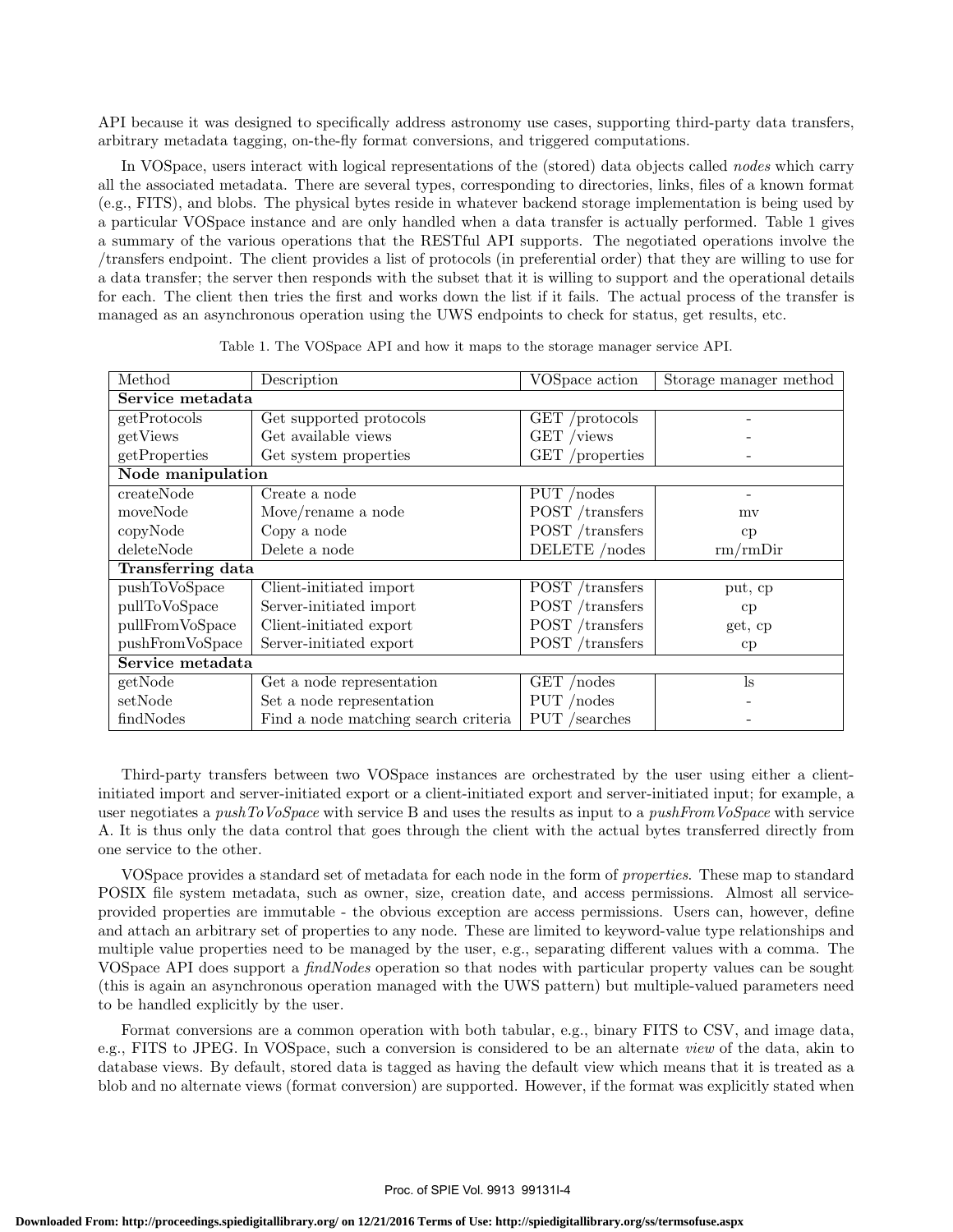API because it was designed to specifically address astronomy use cases, supporting third-party data transfers, arbitrary metadata tagging, on-the-fly format conversions, and triggered computations.

In VOSpace, users interact with logical representations of the (stored) data objects called *nodes* which carry all the associated metadata. There are several types, corresponding to directories, links, files of a known format (e.g., FITS), and blobs. The physical bytes reside in whatever backend storage implementation is being used by a particular VOSpace instance and are only handled when a data transfer is actually performed. Table 1 gives a summary of the various operations that the RESTful API supports. The negotiated operations involve the /transfers endpoint. The client provides a list of protocols (in preferential order) that they are willing to use for a data transfer; the server then responds with the subset that it is willing to support and the operational details for each. The client then tries the first and works down the list if it fails. The actual process of the transfer is managed as an asynchronous operation using the UWS endpoints to check for status, get results, etc.

Table 1. The VOSpace API and how it maps to the storage manager service API.

| Method | Description | VOSpace action | Storage manager method |
|---|---|---|---|
| **Service metadata** | | | |
| getProtocols | Get supported protocols | GET /protocols | - |
| getViews | Get available views | GET /views | - |
| getProperties | Get system properties | GET /properties | - |
| **Node manipulation** | | | |
| createNode | Create a node | PUT /nodes | - |
| moveNode | Move/rename a node | POST /transfers | mv |
| copyNode | Copy a node | POST /transfers | cp |
| deleteNode | Delete a node | DELETE /nodes | rm/rmDir |
| **Transferring data** | | | |
| pushToVoSpace | Client-initiated import | POST /transfers | put, cp |
| pullToVoSpace | Server-initiated import | POST /transfers | cp |
| pullFromVoSpace | Client-initiated export | POST /transfers | get, cp |
| pushFromVoSpace | Server-initiated export | POST /transfers | cp |
| **Service metadata** | | | |
| getNode | Get a node representation | GET /nodes | ls |
| setNode | Set a node representation | PUT /nodes | - |
| findNodes | Find a node matching search criteria | PUT /searches | - |

Third-party transfers between two VOSpace instances are orchestrated by the user using either a client-initiated import and server-initiated export or a client-initiated export and server-initiated input; for example, a user negotiates a *pushToVoSpace* with service B and uses the results as input to a *pushFromVoSpace* with service A. It is thus only the data control that goes through the client with the actual bytes transferred directly from one service to the other.

VOSpace provides a standard set of metadata for each node in the form of *properties*. These map to standard POSIX file system metadata, such as owner, size, creation date, and access permissions. Almost all service-provided properties are immutable - the obvious exception are access permissions. Users can, however, define and attach an arbitrary set of properties to any node. These are limited to keyword-value type relationships and multiple value properties need to be managed by the user, e.g., separating different values with a comma. The VOSpace API does support a *findNodes* operation so that nodes with particular property values can be sought (this is again an asynchronous operation managed with the UWS pattern) but multiple-valued parameters need to be handled explicitly by the user.

Format conversions are a common operation with both tabular, e.g., binary FITS to CSV, and image data, e.g., FITS to JPEG. In VOSpace, such a conversion is considered to be an alternate *view* of the data, akin to database views. By default, stored data is tagged as having the default view which means that it is treated as a blob and no alternate views (format conversion) are supported. However, if the format was explicitly stated when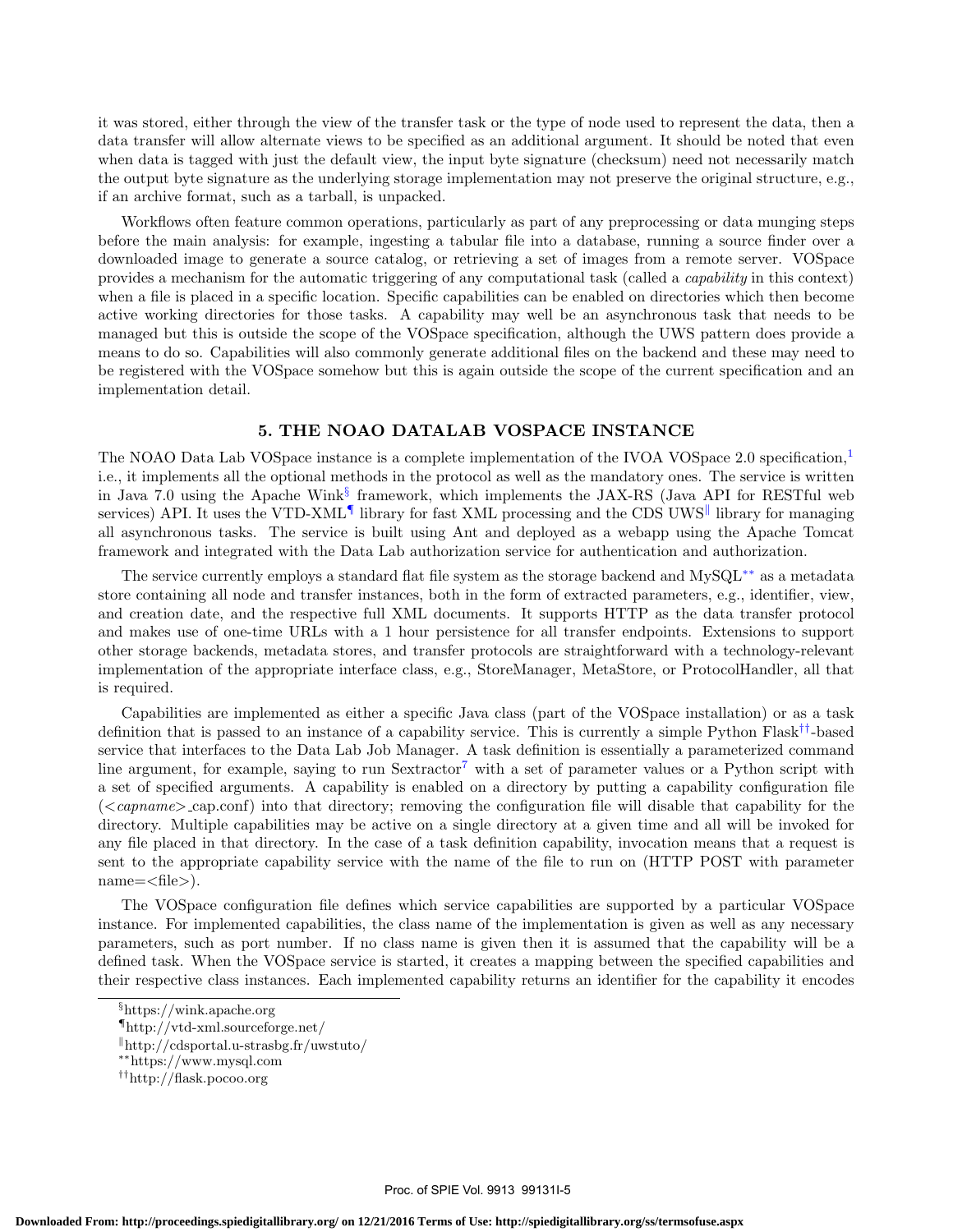it was stored, either through the view of the transfer task or the type of node used to represent the data, then a data transfer will allow alternate views to be specified as an additional argument. It should be noted that even when data is tagged with just the default view, the input byte signature (checksum) need not necessarily match the output byte signature as the underlying storage implementation may not preserve the original structure, e.g., if an archive format, such as a tarball, is unpacked.

Workflows often feature common operations, particularly as part of any preprocessing or data munging steps before the main analysis: for example, ingesting a tabular file into a database, running a source finder over a downloaded image to generate a source catalog, or retrieving a set of images from a remote server. VOSpace provides a mechanism for the automatic triggering of any computational task (called a *capability* in this context) when a file is placed in a specific location. Specific capabilities can be enabled on directories which then become active working directories for those tasks. A capability may well be an asynchronous task that needs to be managed but this is outside the scope of the VOSpace specification, although the UWS pattern does provide a means to do so. Capabilities will also commonly generate additional files on the backend and these may need to be registered with the VOSpace somehow but this is again outside the scope of the current specification and an implementation detail.

## 5. THE NOAO DATALAB VOSPACE INSTANCE

The NOAO Data Lab VOSpace instance is a complete implementation of the IVOA VOSpace 2.0 specification,[1] i.e., it implements all the optional methods in the protocol as well as the mandatory ones. The service is written in Java 7.0 using the Apache Wink[§] framework, which implements the JAX-RS (Java API for RESTful web services) API. It uses the VTD-XML[¶] library for fast XML processing and the CDS UWS[‖] library for managing all asynchronous tasks. The service is built using Ant and deployed as a webapp using the Apache Tomcat framework and integrated with the Data Lab authorization service for authentication and authorization.

The service currently employs a standard flat file system as the storage backend and MySQL[**] as a metadata store containing all node and transfer instances, both in the form of extracted parameters, e.g., identifier, view, and creation date, and the respective full XML documents. It supports HTTP as the data transfer protocol and makes use of one-time URLs with a 1 hour persistence for all transfer endpoints. Extensions to support other storage backends, metadata stores, and transfer protocols are straightforward with a technology-relevant implementation of the appropriate interface class, e.g., StoreManager, MetaStore, or ProtocolHandler, all that is required.

Capabilities are implemented as either a specific Java class (part of the VOSpace installation) or as a task definition that is passed to an instance of a capability service. This is currently a simple Python Flask[††]-based service that interfaces to the Data Lab Job Manager. A task definition is essentially a parameterized command line argument, for example, saying to run Sextractor[7] with a set of parameter values or a Python script with a set of specified arguments. A capability is enabled on a directory by putting a capability configuration file (<*capname*>_cap.conf) into that directory; removing the configuration file will disable that capability for the directory. Multiple capabilities may be active on a single directory at a given time and all will be invoked for any file placed in that directory. In the case of a task definition capability, invocation means that a request is sent to the appropriate capability service with the name of the file to run on (HTTP POST with parameter name=<file>).

The VOSpace configuration file defines which service capabilities are supported by a particular VOSpace instance. For implemented capabilities, the class name of the implementation is given as well as any necessary parameters, such as port number. If no class name is given then it is assumed that the capability will be a defined task. When the VOSpace service is started, it creates a mapping between the specified capabilities and their respective class instances. Each implemented capability returns an identifier for the capability it encodes

[§] https://wink.apache.org

[¶] http://vtd-xml.sourceforge.net/

[‖] http://cdsportal.u-strasbg.fr/uwstuto/

[**] https://www.mysql.com

[††] http://flask.pocoo.org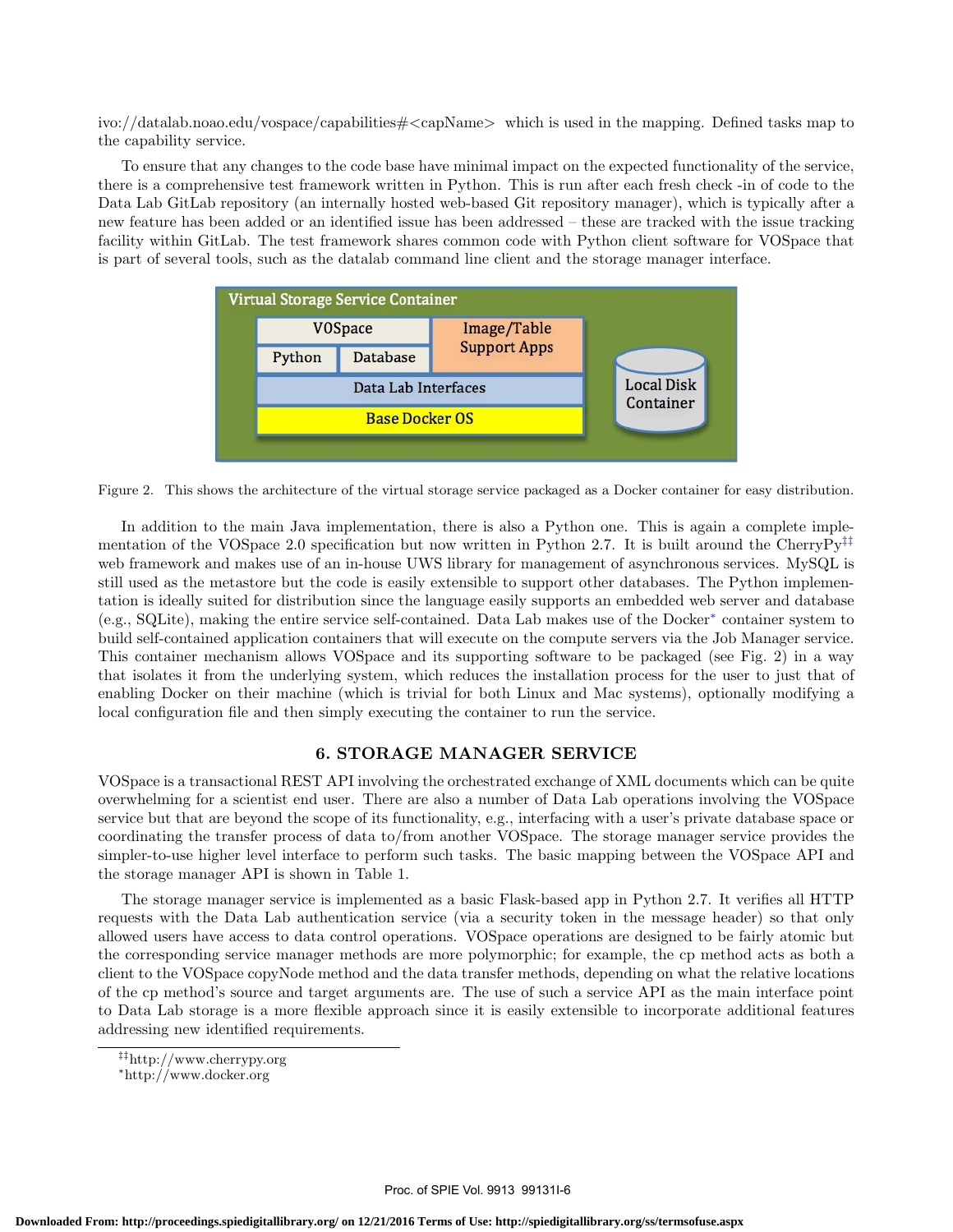ivo://datalab.noao.edu/vospace/capabilities#<capName> which is used in the mapping. Defined tasks map to the capability service.

To ensure that any changes to the code base have minimal impact on the expected functionality of the service, there is a comprehensive test framework written in Python. This is run after each fresh check -in of code to the Data Lab GitLab repository (an internally hosted web-based Git repository manager), which is typically after a new feature has been added or an identified issue has been addressed – these are tracked with the issue tracking facility within GitLab. The test framework shares common code with Python client software for VOSpace that is part of several tools, such as the datalab command line client and the storage manager interface.

Virtual Storage Service Container

VOSpace

Image/Table Support Apps

Python

Database

Data Lab Interfaces

Base Docker OS

Local Disk Container

Figure 2. This shows the architecture of the virtual storage service packaged as a Docker container for easy distribution.

In addition to the main Java implementation, there is also a Python one. This is again a complete implementation of the VOSpace 2.0 specification but now written in Python 2.7. It is built around the CherryPy[‡‡] web framework and makes use of an in-house UWS library for management of asynchronous services. MySQL is still used as the metastore but the code is easily extensible to support other databases. The Python implementation is ideally suited for distribution since the language easily supports an embedded web server and database (e.g., SQLite), making the entire service self-contained. Data Lab makes use of the Docker[*] container system to build self-contained application containers that will execute on the compute servers via the Job Manager service. This container mechanism allows VOSpace and its supporting software to be packaged (see Fig. 2) in a way that isolates it from the underlying system, which reduces the installation process for the user to just that of enabling Docker on their machine (which is trivial for both Linux and Mac systems), optionally modifying a local configuration file and then simply executing the container to run the service.

## 6. STORAGE MANAGER SERVICE

VOSpace is a transactional REST API involving the orchestrated exchange of XML documents which can be quite overwhelming for a scientist end user. There are also a number of Data Lab operations involving the VOSpace service but that are beyond the scope of its functionality, e.g., interfacing with a user's private database space or coordinating the transfer process of data to/from another VOSpace. The storage manager service provides the simpler-to-use higher level interface to perform such tasks. The basic mapping between the VOSpace API and the storage manager API is shown in Table 1.

The storage manager service is implemented as a basic Flask-based app in Python 2.7. It verifies all HTTP requests with the Data Lab authentication service (via a security token in the message header) so that only allowed users have access to data control operations. VOSpace operations are designed to be fairly atomic but the corresponding service manager methods are more polymorphic; for example, the cp method acts as both a client to the VOSpace copyNode method and the data transfer methods, depending on what the relative locations of the cp method's source and target arguments are. The use of such a service API as the main interface point to Data Lab storage is a more flexible approach since it is easily extensible to incorporate additional features addressing new identified requirements.

---

[‡‡] http://www.cherrypy.org

[*] http://www.docker.org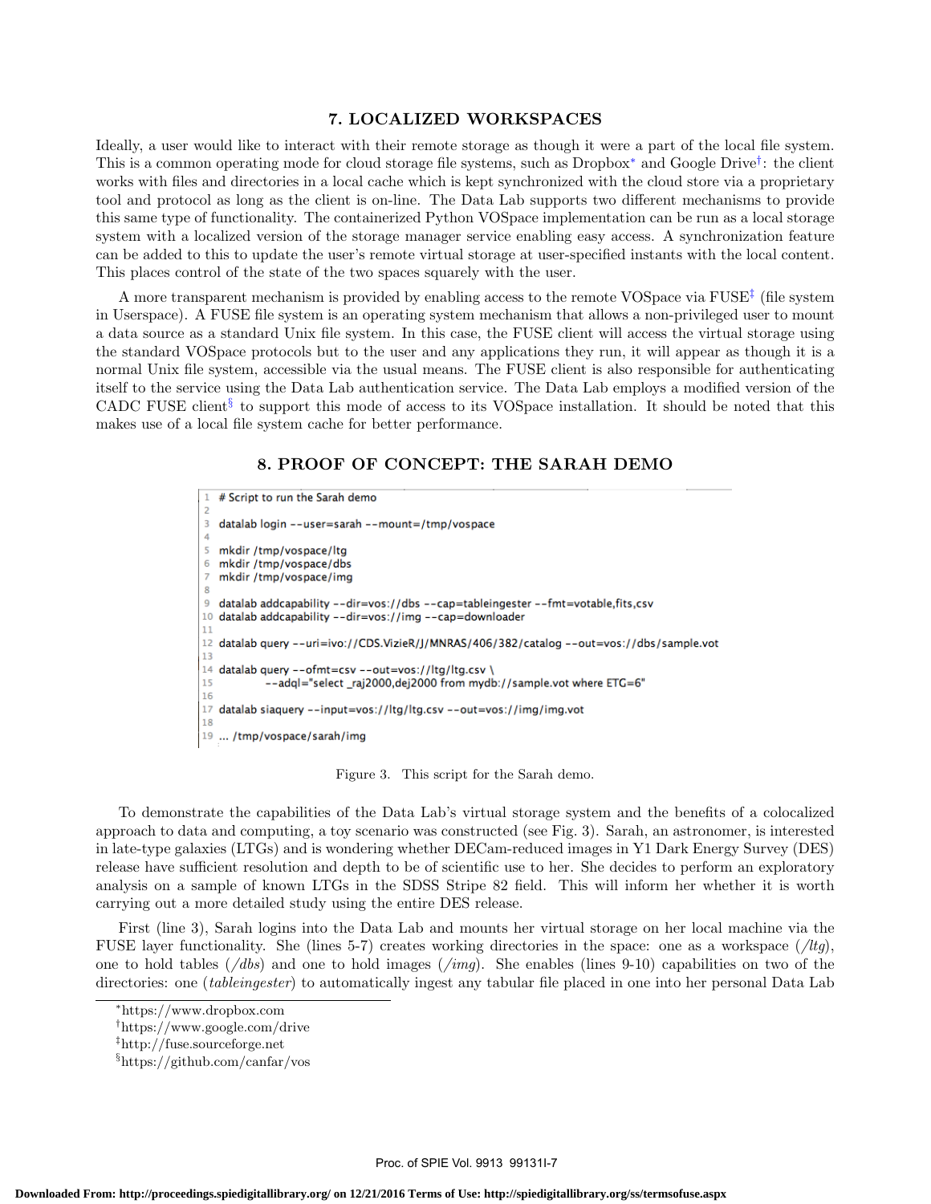## 7. LOCALIZED WORKSPACES

Ideally, a user would like to interact with their remote storage as though it were a part of the local file system. This is a common operating mode for cloud storage file systems, such as Dropbox* and Google Drive†: the client works with files and directories in a local cache which is kept synchronized with the cloud store via a proprietary tool and protocol as long as the client is on-line. The Data Lab supports two different mechanisms to provide this same type of functionality. The containerized Python VOSpace implementation can be run as a local storage system with a localized version of the storage manager service enabling easy access. A synchronization feature can be added to this to update the user's remote virtual storage at user-specified instants with the local content. This places control of the state of the two spaces squarely with the user.

A more transparent mechanism is provided by enabling access to the remote VOSpace via FUSE‡ (file system in Userspace). A FUSE file system is an operating system mechanism that allows a non-privileged user to mount a data source as a standard Unix file system. In this case, the FUSE client will access the virtual storage using the standard VOSpace protocols but to the user and any applications they run, it will appear as though it is a normal Unix file system, accessible via the usual means. The FUSE client is also responsible for authenticating itself to the service using the Data Lab authentication service. The Data Lab employs a modified version of the CADC FUSE client§ to support this mode of access to its VOSpace installation. It should be noted that this makes use of a local file system cache for better performance.

## 8. PROOF OF CONCEPT: THE SARAH DEMO

```
1  # Script to run the Sarah demo
2
3  datalab login --user=sarah --mount=/tmp/vospace
4
5  mkdir /tmp/vospace/ltg
6  mkdir /tmp/vospace/dbs
7  mkdir /tmp/vospace/img
8
9  datalab addcapability --dir=vos://dbs --cap=tableingester --fmt=votable,fits,csv
10 datalab addcapability --dir=vos://img --cap=downloader
11
12 datalab query --uri=ivo://CDS.VizieR/J/MNRAS/406/382/catalog --out=vos://dbs/sample.vot
13
14 datalab query --ofmt=csv --out=vos://ltg/ltg.csv \
15           --adql="select _raj2000,dej2000 from mydb://sample.vot where ETG=6"
16
17 datalab siaquery --input=vos://ltg/ltg.csv --out=vos://img/img.vot
18
19 ... /tmp/vospace/sarah/img
```

Figure 3. This script for the Sarah demo.

To demonstrate the capabilities of the Data Lab's virtual storage system and the benefits of a colocalized approach to data and computing, a toy scenario was constructed (see Fig. 3). Sarah, an astronomer, is interested in late-type galaxies (LTGs) and is wondering whether DECam-reduced images in Y1 Dark Energy Survey (DES) release have sufficient resolution and depth to be of scientific use to her. She decides to perform an exploratory analysis on a sample of known LTGs in the SDSS Stripe 82 field. This will inform her whether it is worth carrying out a more detailed study using the entire DES release.

First (line 3), Sarah logins into the Data Lab and mounts her virtual storage on her local machine via the FUSE layer functionality. She (lines 5-7) creates working directories in the space: one as a workspace (*/ltg*), one to hold tables (*/dbs*) and one to hold images (*/img*). She enables (lines 9-10) capabilities on two of the directories: one (*tableingester*) to automatically ingest any tabular file placed in one into her personal Data Lab

*https://www.dropbox.com

†https://www.google.com/drive

‡http://fuse.sourceforge.net

§https://github.com/canfar/vos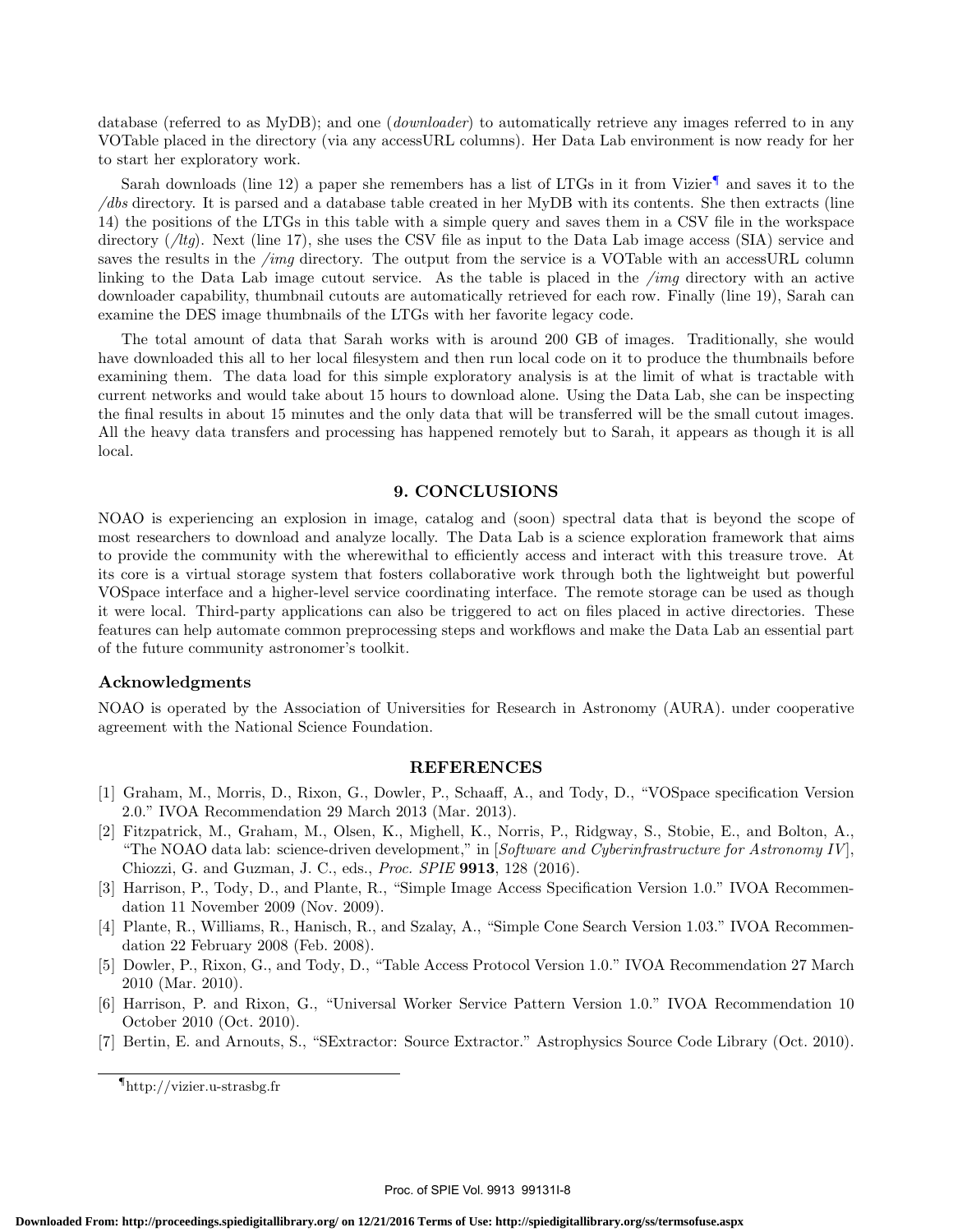database (referred to as MyDB); and one (*downloader*) to automatically retrieve any images referred to in any VOTable placed in the directory (via any accessURL columns). Her Data Lab environment is now ready for her to start her exploratory work.

Sarah downloads (line 12) a paper she remembers has a list of LTGs in it from Vizier[¶] and saves it to the */dbs* directory. It is parsed and a database table created in her MyDB with its contents. She then extracts (line 14) the positions of the LTGs in this table with a simple query and saves them in a CSV file in the workspace directory (*/ltg*). Next (line 17), she uses the CSV file as input to the Data Lab image access (SIA) service and saves the results in the */img* directory. The output from the service is a VOTable with an accessURL column linking to the Data Lab image cutout service. As the table is placed in the */img* directory with an active downloader capability, thumbnail cutouts are automatically retrieved for each row. Finally (line 19), Sarah can examine the DES image thumbnails of the LTGs with her favorite legacy code.

The total amount of data that Sarah works with is around 200 GB of images. Traditionally, she would have downloaded this all to her local filesystem and then run local code on it to produce the thumbnails before examining them. The data load for this simple exploratory analysis is at the limit of what is tractable with current networks and would take about 15 hours to download alone. Using the Data Lab, she can be inspecting the final results in about 15 minutes and the only data that will be transferred will be the small cutout images. All the heavy data transfers and processing has happened remotely but to Sarah, it appears as though it is all local.

## 9. CONCLUSIONS

NOAO is experiencing an explosion in image, catalog and (soon) spectral data that is beyond the scope of most researchers to download and analyze locally. The Data Lab is a science exploration framework that aims to provide the community with the wherewithal to efficiently access and interact with this treasure trove. At its core is a virtual storage system that fosters collaborative work through both the lightweight but powerful VOSpace interface and a higher-level service coordinating interface. The remote storage can be used as though it were local. Third-party applications can also be triggered to act on files placed in active directories. These features can help automate common preprocessing steps and workflows and make the Data Lab an essential part of the future community astronomer's toolkit.

### Acknowledgments

NOAO is operated by the Association of Universities for Research in Astronomy (AURA). under cooperative agreement with the National Science Foundation.

## REFERENCES

[1] Graham, M., Morris, D., Rixon, G., Dowler, P., Schaaff, A., and Tody, D., "VOSpace specification Version 2.0." IVOA Recommendation 29 March 2013 (Mar. 2013).

[2] Fitzpatrick, M., Graham, M., Olsen, K., Mighell, K., Norris, P., Ridgway, S., Stobie, E., and Bolton, A., "The NOAO data lab: science-driven development," in [*Software and Cyberinfrastructure for Astronomy IV*], Chiozzi, G. and Guzman, J. C., eds., *Proc. SPIE* **9913**, 128 (2016).

[3] Harrison, P., Tody, D., and Plante, R., "Simple Image Access Specification Version 1.0." IVOA Recommendation 11 November 2009 (Nov. 2009).

[4] Plante, R., Williams, R., Hanisch, R., and Szalay, A., "Simple Cone Search Version 1.03." IVOA Recommendation 22 February 2008 (Feb. 2008).

[5] Dowler, P., Rixon, G., and Tody, D., "Table Access Protocol Version 1.0." IVOA Recommendation 27 March 2010 (Mar. 2010).

[6] Harrison, P. and Rixon, G., "Universal Worker Service Pattern Version 1.0." IVOA Recommendation 10 October 2010 (Oct. 2010).

[7] Bertin, E. and Arnouts, S., "SExtractor: Source Extractor." Astrophysics Source Code Library (Oct. 2010).

---

[¶] http://vizier.u-strasbg.fr